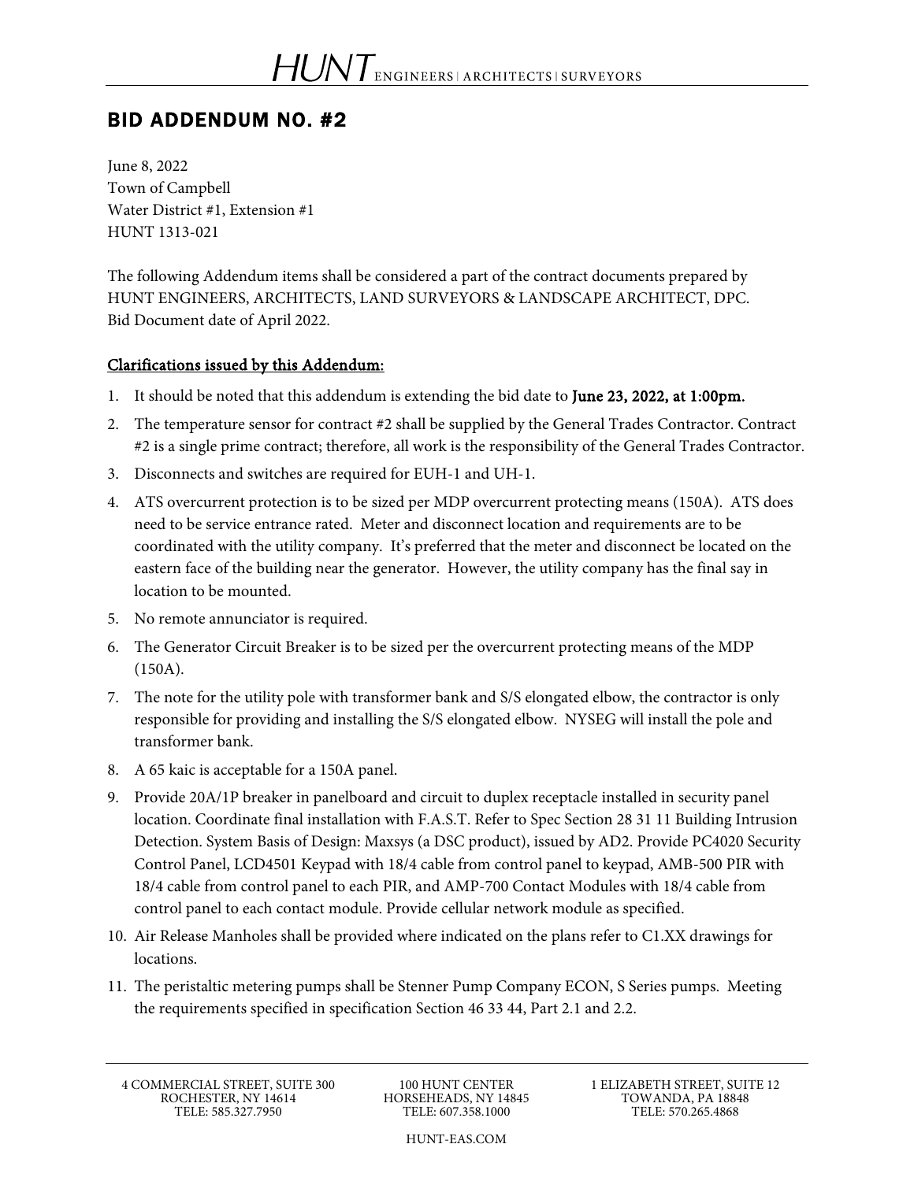# BID ADDENDUM NO. #2

June 8, 2022
Town of Campbell
Water District #1, Extension #1
HUNT 1313-021

The following Addendum items shall be considered a part of the contract documents prepared by HUNT ENGINEERS, ARCHITECTS, LAND SURVEYORS & LANDSCAPE ARCHITECT, DPC. Bid Document date of April 2022.

## Clarifications issued by this Addendum:

1. It should be noted that this addendum is extending the bid date to **June 23, 2022, at 1:00pm.**
2. The temperature sensor for contract #2 shall be supplied by the General Trades Contractor. Contract #2 is a single prime contract; therefore, all work is the responsibility of the General Trades Contractor.
3. Disconnects and switches are required for EUH-1 and UH-1.
4. ATS overcurrent protection is to be sized per MDP overcurrent protecting means (150A). ATS does need to be service entrance rated. Meter and disconnect location and requirements are to be coordinated with the utility company. It's preferred that the meter and disconnect be located on the eastern face of the building near the generator. However, the utility company has the final say in location to be mounted.
5. No remote annunciator is required.
6. The Generator Circuit Breaker is to be sized per the overcurrent protecting means of the MDP (150A).
7. The note for the utility pole with transformer bank and S/S elongated elbow, the contractor is only responsible for providing and installing the S/S elongated elbow. NYSEG will install the pole and transformer bank.
8. A 65 kaic is acceptable for a 150A panel.
9. Provide 20A/1P breaker in panelboard and circuit to duplex receptacle installed in security panel location. Coordinate final installation with F.A.S.T. Refer to Spec Section 28 31 11 Building Intrusion Detection. System Basis of Design: Maxsys (a DSC product), issued by AD2. Provide PC4020 Security Control Panel, LCD4501 Keypad with 18/4 cable from control panel to keypad, AMB-500 PIR with 18/4 cable from control panel to each PIR, and AMP-700 Contact Modules with 18/4 cable from control panel to each contact module. Provide cellular network module as specified.
10. Air Release Manholes shall be provided where indicated on the plans refer to C1.XX drawings for locations.
11. The peristaltic metering pumps shall be Stenner Pump Company ECON, S Series pumps. Meeting the requirements specified in specification Section 46 33 44, Part 2.1 and 2.2.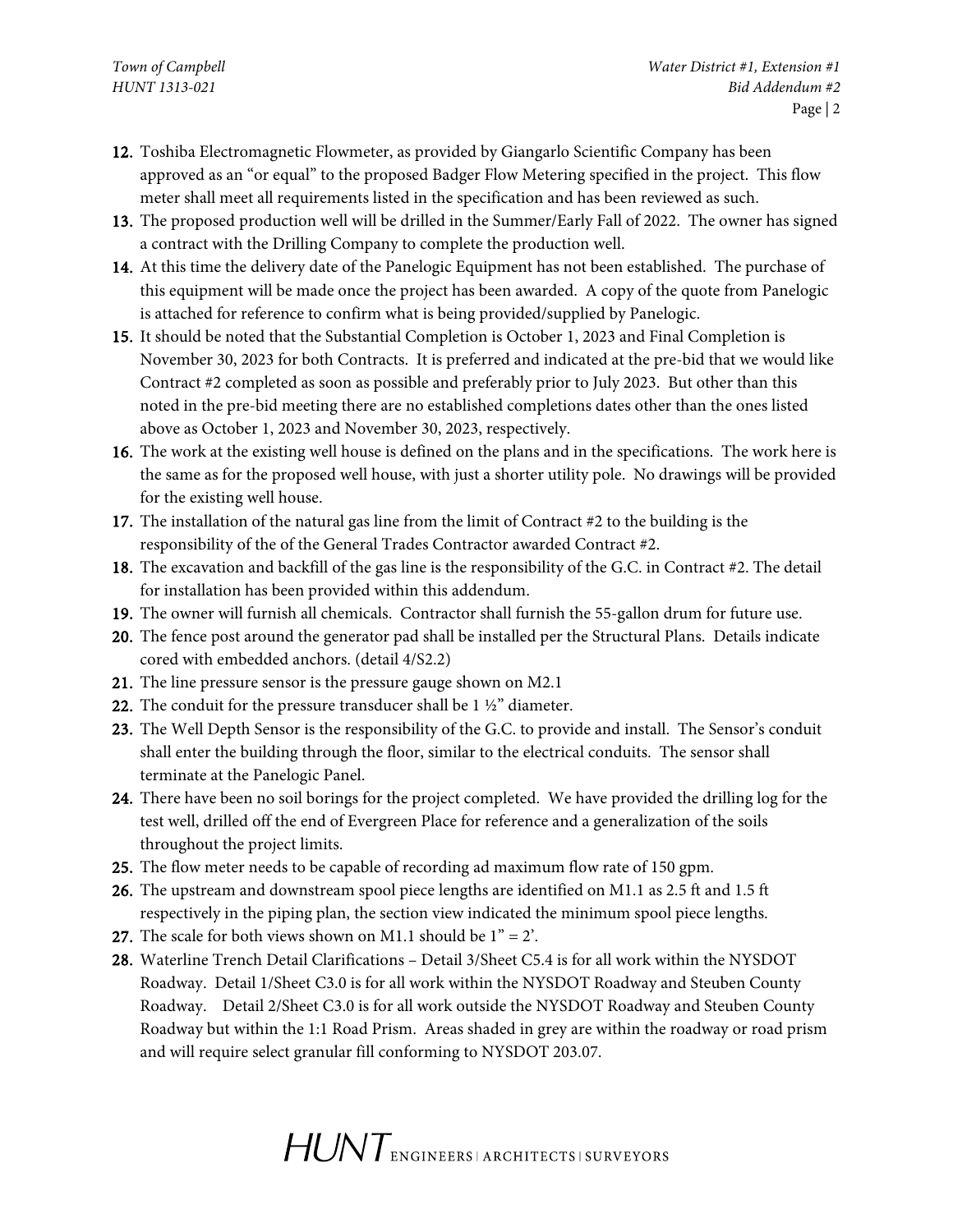12. Toshiba Electromagnetic Flowmeter, as provided by Giangarlo Scientific Company has been approved as an "or equal" to the proposed Badger Flow Metering specified in the project. This flow meter shall meet all requirements listed in the specification and has been reviewed as such.
13. The proposed production well will be drilled in the Summer/Early Fall of 2022. The owner has signed a contract with the Drilling Company to complete the production well.
14. At this time the delivery date of the Panelogic Equipment has not been established. The purchase of this equipment will be made once the project has been awarded. A copy of the quote from Panelogic is attached for reference to confirm what is being provided/supplied by Panelogic.
15. It should be noted that the Substantial Completion is October 1, 2023 and Final Completion is November 30, 2023 for both Contracts. It is preferred and indicated at the pre-bid that we would like Contract #2 completed as soon as possible and preferably prior to July 2023. But other than this noted in the pre-bid meeting there are no established completions dates other than the ones listed above as October 1, 2023 and November 30, 2023, respectively.
16. The work at the existing well house is defined on the plans and in the specifications. The work here is the same as for the proposed well house, with just a shorter utility pole. No drawings will be provided for the existing well house.
17. The installation of the natural gas line from the limit of Contract #2 to the building is the responsibility of the of the General Trades Contractor awarded Contract #2.
18. The excavation and backfill of the gas line is the responsibility of the G.C. in Contract #2. The detail for installation has been provided within this addendum.
19. The owner will furnish all chemicals. Contractor shall furnish the 55-gallon drum for future use.
20. The fence post around the generator pad shall be installed per the Structural Plans. Details indicate cored with embedded anchors. (detail 4/S2.2)
21. The line pressure sensor is the pressure gauge shown on M2.1
22. The conduit for the pressure transducer shall be 1 ½" diameter.
23. The Well Depth Sensor is the responsibility of the G.C. to provide and install. The Sensor's conduit shall enter the building through the floor, similar to the electrical conduits. The sensor shall terminate at the Panelogic Panel.
24. There have been no soil borings for the project completed. We have provided the drilling log for the test well, drilled off the end of Evergreen Place for reference and a generalization of the soils throughout the project limits.
25. The flow meter needs to be capable of recording ad maximum flow rate of 150 gpm.
26. The upstream and downstream spool piece lengths are identified on M1.1 as 2.5 ft and 1.5 ft respectively in the piping plan, the section view indicated the minimum spool piece lengths.
27. The scale for both views shown on M1.1 should be 1" = 2'.
28. Waterline Trench Detail Clarifications – Detail 3/Sheet C5.4 is for all work within the NYSDOT Roadway. Detail 1/Sheet C3.0 is for all work within the NYSDOT Roadway and Steuben County Roadway. Detail 2/Sheet C3.0 is for all work outside the NYSDOT Roadway and Steuben County Roadway but within the 1:1 Road Prism. Areas shaded in grey are within the roadway or road prism and will require select granular fill conforming to NYSDOT 203.07.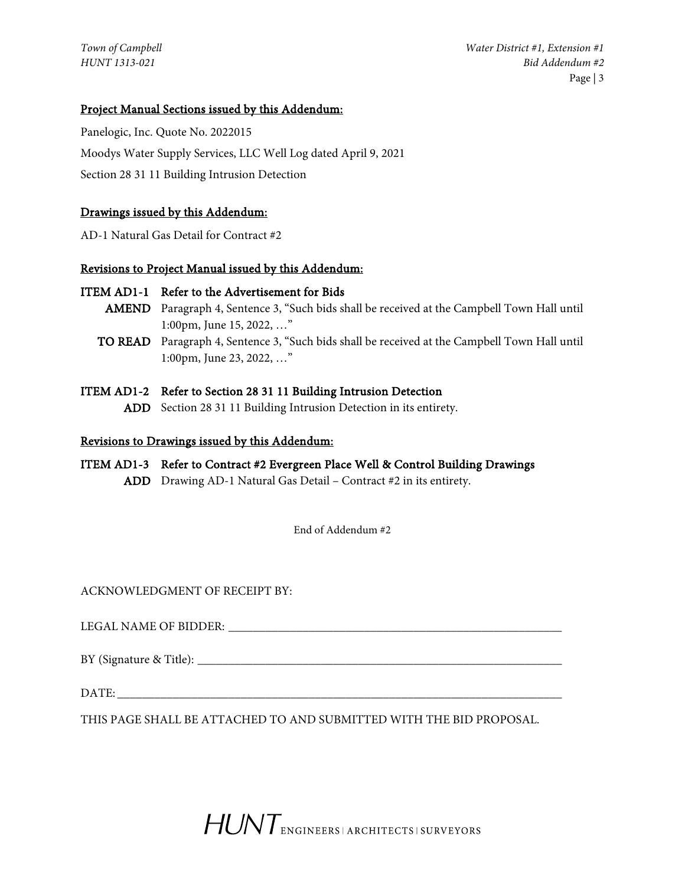Project Manual Sections issued by this Addendum:

Panelogic, Inc. Quote No. 2022015

Moodys Water Supply Services, LLC Well Log dated April 9, 2021

Section 28 31 11 Building Intrusion Detection

Drawings issued by this Addendum:

AD-1 Natural Gas Detail for Contract #2

Revisions to Project Manual issued by this Addendum:

**ITEM AD1-1 Refer to the Advertisement for Bids**

**AMEND** Paragraph 4, Sentence 3, "Such bids shall be received at the Campbell Town Hall until 1:00pm, June 15, 2022, …"

**TO READ** Paragraph 4, Sentence 3, "Such bids shall be received at the Campbell Town Hall until 1:00pm, June 23, 2022, …"

**ITEM AD1-2 Refer to Section 28 31 11 Building Intrusion Detection**

**ADD** Section 28 31 11 Building Intrusion Detection in its entirety.

Revisions to Drawings issued by this Addendum:

**ITEM AD1-3 Refer to Contract #2 Evergreen Place Well & Control Building Drawings**

**ADD** Drawing AD-1 Natural Gas Detail – Contract #2 in its entirety.

End of Addendum #2

ACKNOWLEDGMENT OF RECEIPT BY:

LEGAL NAME OF BIDDER: ______________________________________________

BY (Signature & Title): ______________________________________________

DATE: ______________________________________________

THIS PAGE SHALL BE ATTACHED TO AND SUBMITTED WITH THE BID PROPOSAL.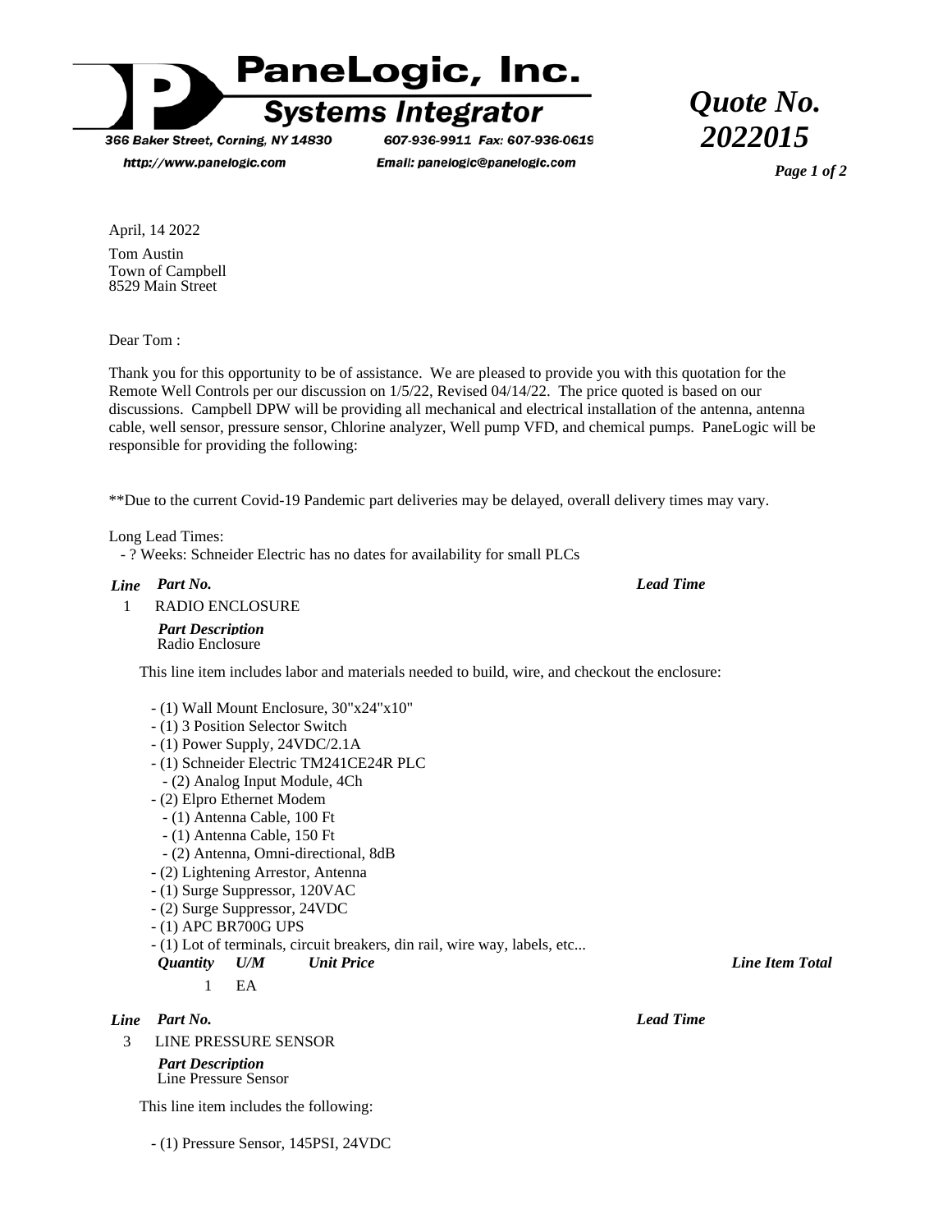# PaneLogic, Inc.

## Systems Integrator

366 Baker Street, Corning, NY 14830 607-936-9911 Fax: 607-936-0619

http://www.panelogic.com Email: panelogic@panelogic.com

***Quote No. 2022015***

April, 14 2022

Tom Austin
Town of Campbell
8529 Main Street

Dear Tom :

Thank you for this opportunity to be of assistance. We are pleased to provide you with this quotation for the Remote Well Controls per our discussion on 1/5/22, Revised 04/14/22. The price quoted is based on our discussions. Campbell DPW will be providing all mechanical and electrical installation of the antenna, antenna cable, well sensor, pressure sensor, Chlorine analyzer, Well pump VFD, and chemical pumps. PaneLogic will be responsible for providing the following:

**Due to the current Covid-19 Pandemic part deliveries may be delayed, overall delivery times may vary.

Long Lead Times:
- ? Weeks: Schneider Electric has no dates for availability for small PLCs

| *Line* | *Part No.* | *Lead Time* |
|---|---|---|
| 1 | RADIO ENCLOSURE | |

***Part Description***
Radio Enclosure

This line item includes labor and materials needed to build, wire, and checkout the enclosure:

- (1) Wall Mount Enclosure, 30"x24"x10"
- (1) 3 Position Selector Switch
- (1) Power Supply, 24VDC/2.1A
- (1) Schneider Electric TM241CE24R PLC
  - (2) Analog Input Module, 4Ch
- (2) Elpro Ethernet Modem
  - (1) Antenna Cable, 100 Ft
  - (1) Antenna Cable, 150 Ft
  - (2) Antenna, Omni-directional, 8dB
- (2) Lightening Arrestor, Antenna
- (1) Surge Suppressor, 120VAC
- (2) Surge Suppressor, 24VDC
- (1) APC BR700G UPS
- (1) Lot of terminals, circuit breakers, din rail, wire way, labels, etc...

| *Quantity* | *U/M* | *Unit Price* | *Line Item Total* |
|---|---|---|---|
| 1 | EA | | |

| *Line* | *Part No.* | *Lead Time* |
|---|---|---|
| 3 | LINE PRESSURE SENSOR | |

***Part Description***
Line Pressure Sensor

This line item includes the following:

- (1) Pressure Sensor, 145PSI, 24VDC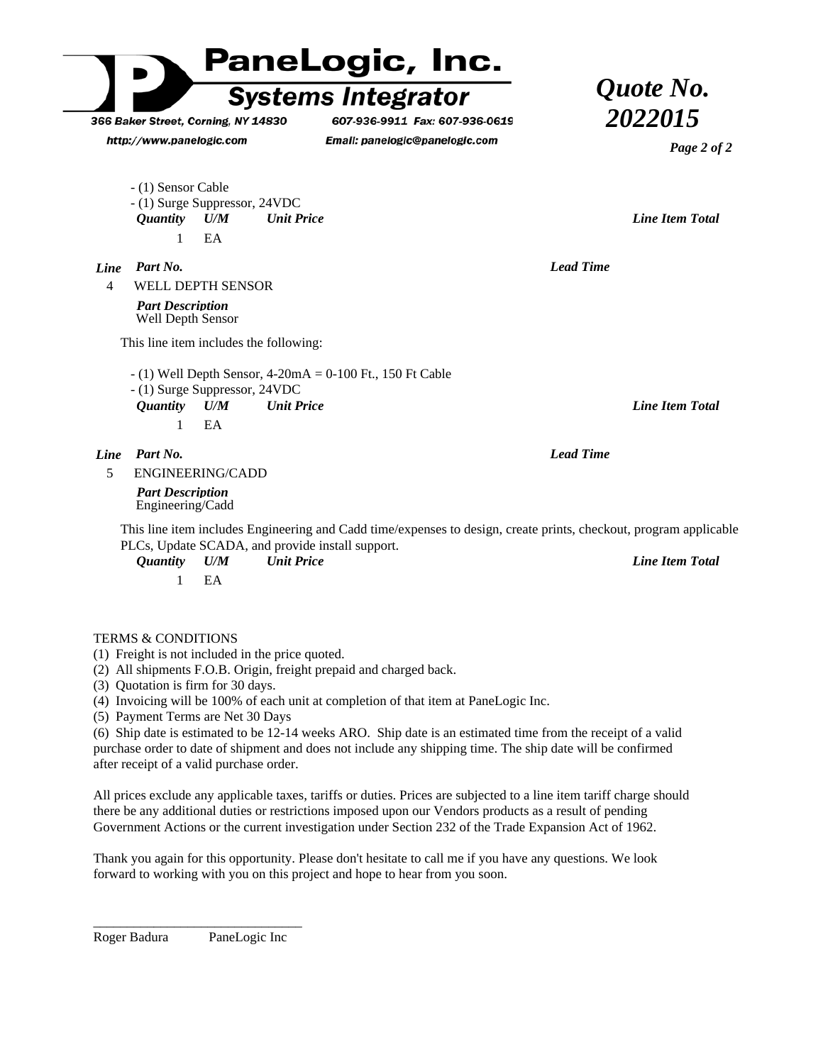- (1) Sensor Cable
- (1) Surge Suppressor, 24VDC

| *Quantity* | *U/M* | *Unit Price* | *Line Item Total* |
|---|---|---|---|
| 1 | EA | | |

| *Line* | *Part No.* | *Lead Time* |
|---|---|---|
| 4 | WELL DEPTH SENSOR | |

***Part Description***
Well Depth Sensor

This line item includes the following:

- (1) Well Depth Sensor, 4-20mA = 0-100 Ft., 150 Ft Cable
- (1) Surge Suppressor, 24VDC

| *Quantity* | *U/M* | *Unit Price* | *Line Item Total* |
|---|---|---|---|
| 1 | EA | | |

| *Line* | *Part No.* | *Lead Time* |
|---|---|---|
| 5 | ENGINEERING/CADD | |

***Part Description***
Engineering/Cadd

This line item includes Engineering and Cadd time/expenses to design, create prints, checkout, program applicable PLCs, Update SCADA, and provide install support.

| *Quantity* | *U/M* | *Unit Price* | *Line Item Total* |
|---|---|---|---|
| 1 | EA | | |

TERMS & CONDITIONS

(1) Freight is not included in the price quoted.
(2) All shipments F.O.B. Origin, freight prepaid and charged back.
(3) Quotation is firm for 30 days.
(4) Invoicing will be 100% of each unit at completion of that item at PaneLogic Inc.
(5) Payment Terms are Net 30 Days
(6) Ship date is estimated to be 12-14 weeks ARO. Ship date is an estimated time from the receipt of a valid purchase order to date of shipment and does not include any shipping time. The ship date will be confirmed after receipt of a valid purchase order.

All prices exclude any applicable taxes, tariffs or duties. Prices are subjected to a line item tariff charge should there be any additional duties or restrictions imposed upon our Vendors products as a result of pending Government Actions or the current investigation under Section 232 of the Trade Expansion Act of 1962.

Thank you again for this opportunity. Please don't hesitate to call me if you have any questions. We look forward to working with you on this project and hope to hear from you soon.

\_\_\_\_\_\_\_\_\_\_\_\_\_\_\_\_\_\_\_\_\_\_\_\_\_\_\_\_\_\_\_\_

Roger Badura PaneLogic Inc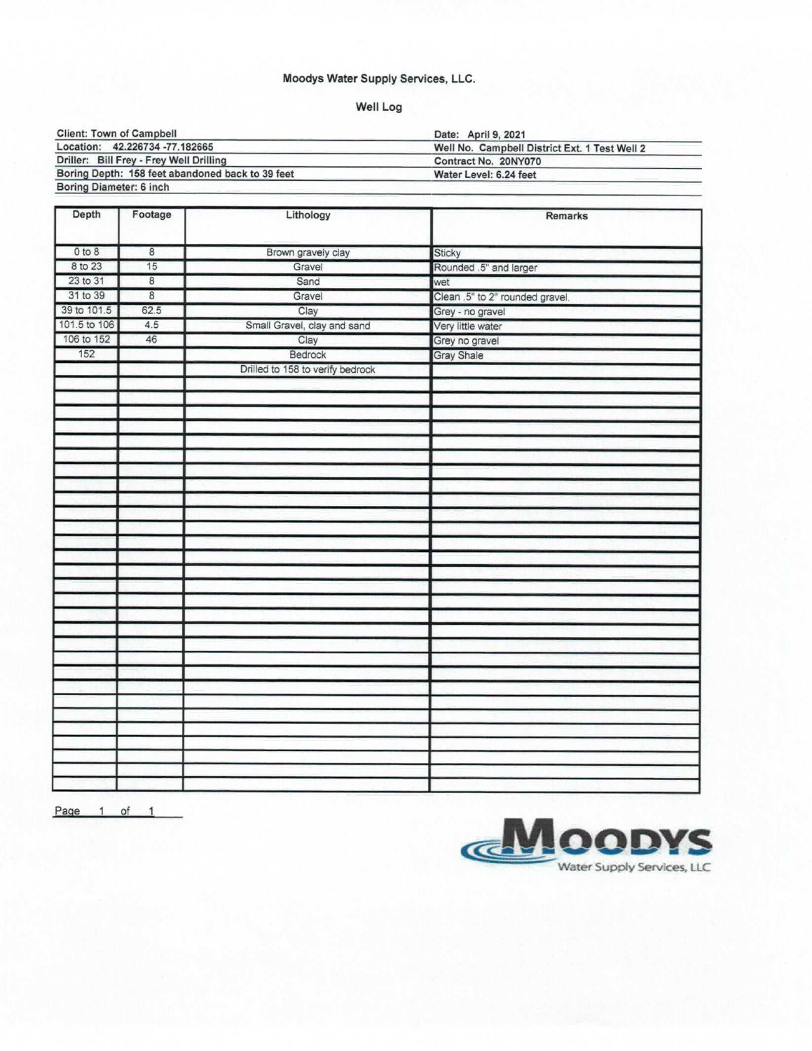# Moodys Water Supply Services, LLC.

## Well Log

| | |
|---|---|
| **Client: Town of Campbell** | **Date: April 9, 2021** |
| **Location: 42.226734 -77.182665** | **Well No. Campbell District Ext. 1 Test Well 2** |
| **Driller: Bill Frey - Frey Well Drilling** | **Contract No. 20NY070** |
| **Boring Depth: 158 feet abandoned back to 39 feet** | **Water Level: 6.24 feet** |
| **Boring Diameter: 6 inch** | |

| Depth | Footage | Lithology | Remarks |
|---|---|---|---|
| 0 to 8 | 8 | Brown gravely clay | Sticky |
| 8 to 23 | 15 | Gravel | Rounded .5" and larger |
| 23 to 31 | 8 | Sand | wet |
| 31 to 39 | 8 | Gravel | Clean .5" to 2" rounded gravel. |
| 39 to 101.5 | 62.5 | Clay | Grey - no gravel |
| 101.5 to 106 | 4.5 | Small Gravel, clay and sand | Very little water |
| 106 to 152 | 46 | Clay | Grey no gravel |
| 152 | | Bedrock | Gray Shale |
| | | Drilled to 158 to verify bedrock | |

MOODYS Water Supply Services, LLC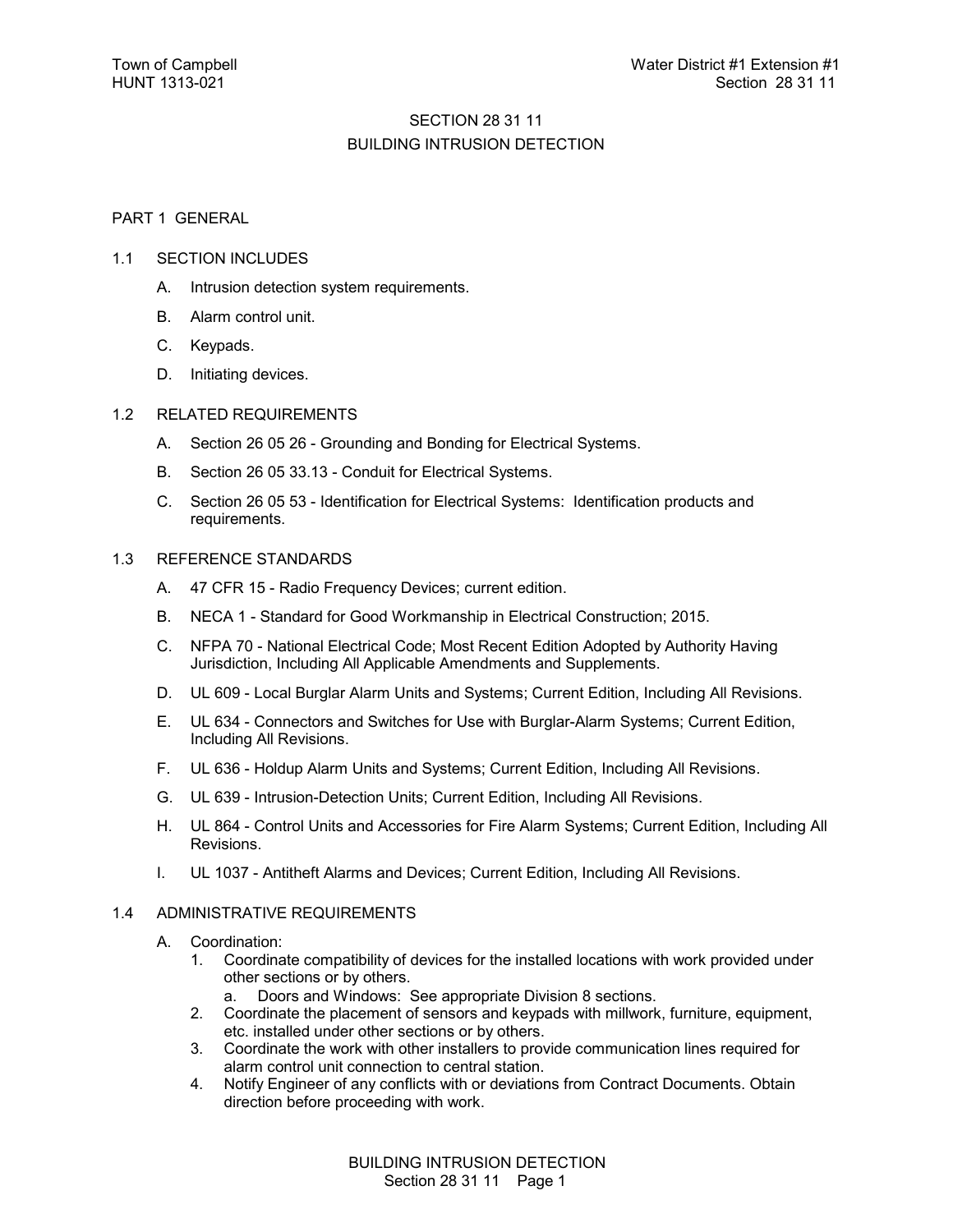# SECTION 28 31 11

# BUILDING INTRUSION DETECTION

## PART 1 GENERAL

### 1.1 SECTION INCLUDES

A. Intrusion detection system requirements.

B. Alarm control unit.

C. Keypads.

D. Initiating devices.

### 1.2 RELATED REQUIREMENTS

A. Section 26 05 26 - Grounding and Bonding for Electrical Systems.

B. Section 26 05 33.13 - Conduit for Electrical Systems.

C. Section 26 05 53 - Identification for Electrical Systems: Identification products and requirements.

### 1.3 REFERENCE STANDARDS

A. 47 CFR 15 - Radio Frequency Devices; current edition.

B. NECA 1 - Standard for Good Workmanship in Electrical Construction; 2015.

C. NFPA 70 - National Electrical Code; Most Recent Edition Adopted by Authority Having Jurisdiction, Including All Applicable Amendments and Supplements.

D. UL 609 - Local Burglar Alarm Units and Systems; Current Edition, Including All Revisions.

E. UL 634 - Connectors and Switches for Use with Burglar-Alarm Systems; Current Edition, Including All Revisions.

F. UL 636 - Holdup Alarm Units and Systems; Current Edition, Including All Revisions.

G. UL 639 - Intrusion-Detection Units; Current Edition, Including All Revisions.

H. UL 864 - Control Units and Accessories for Fire Alarm Systems; Current Edition, Including All Revisions.

I. UL 1037 - Antitheft Alarms and Devices; Current Edition, Including All Revisions.

### 1.4 ADMINISTRATIVE REQUIREMENTS

A. Coordination:

1. Coordinate compatibility of devices for the installed locations with work provided under other sections or by others.
   a. Doors and Windows: See appropriate Division 8 sections.
2. Coordinate the placement of sensors and keypads with millwork, furniture, equipment, etc. installed under other sections or by others.
3. Coordinate the work with other installers to provide communication lines required for alarm control unit connection to central station.
4. Notify Engineer of any conflicts with or deviations from Contract Documents. Obtain direction before proceeding with work.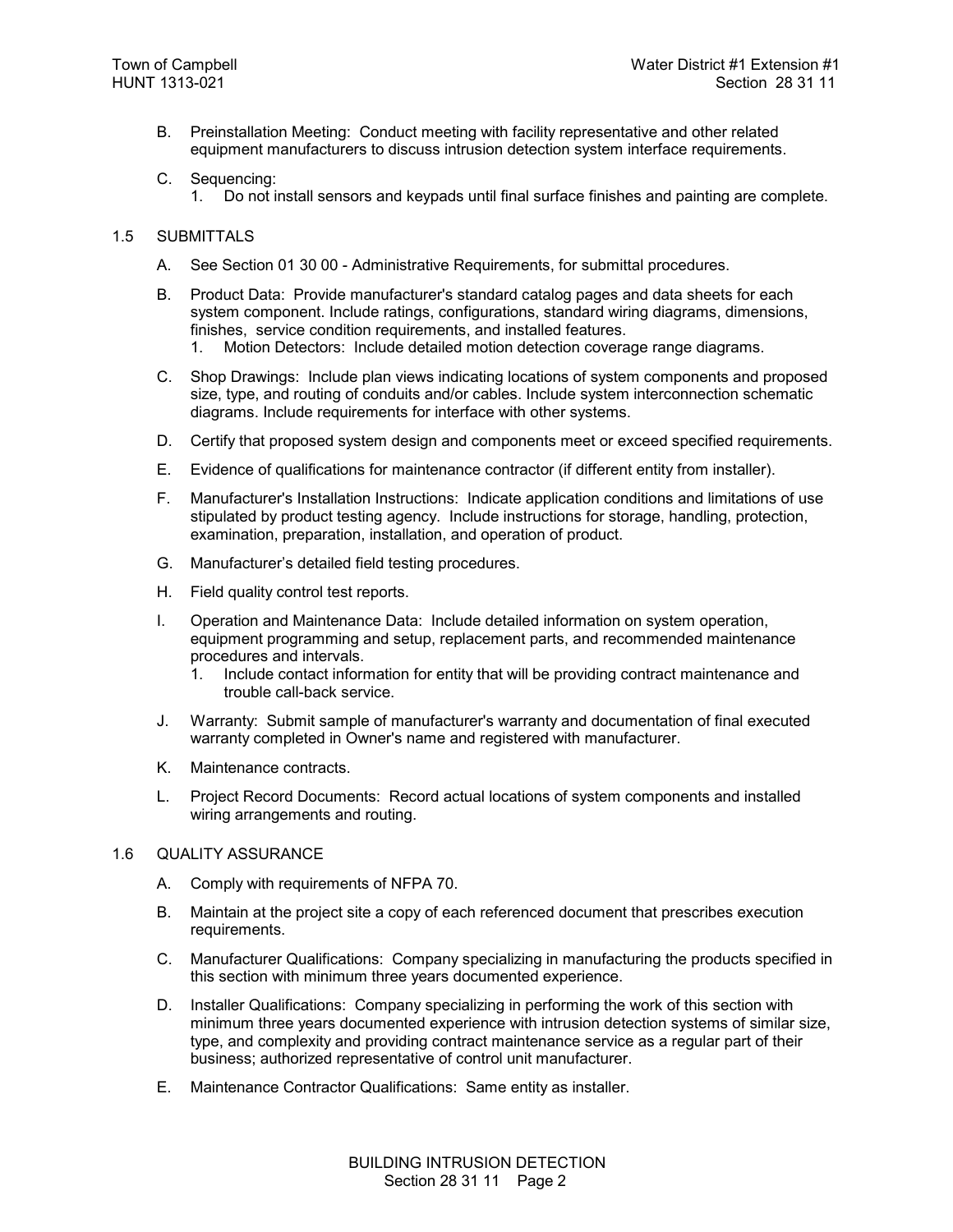B. Preinstallation Meeting: Conduct meeting with facility representative and other related equipment manufacturers to discuss intrusion detection system interface requirements.

C. Sequencing:
   1. Do not install sensors and keypads until final surface finishes and painting are complete.

## 1.5 SUBMITTALS

A. See Section 01 30 00 - Administrative Requirements, for submittal procedures.

B. Product Data: Provide manufacturer's standard catalog pages and data sheets for each system component. Include ratings, configurations, standard wiring diagrams, dimensions, finishes, service condition requirements, and installed features.
   1. Motion Detectors: Include detailed motion detection coverage range diagrams.

C. Shop Drawings: Include plan views indicating locations of system components and proposed size, type, and routing of conduits and/or cables. Include system interconnection schematic diagrams. Include requirements for interface with other systems.

D. Certify that proposed system design and components meet or exceed specified requirements.

E. Evidence of qualifications for maintenance contractor (if different entity from installer).

F. Manufacturer's Installation Instructions: Indicate application conditions and limitations of use stipulated by product testing agency. Include instructions for storage, handling, protection, examination, preparation, installation, and operation of product.

G. Manufacturer's detailed field testing procedures.

H. Field quality control test reports.

I. Operation and Maintenance Data: Include detailed information on system operation, equipment programming and setup, replacement parts, and recommended maintenance procedures and intervals.
   1. Include contact information for entity that will be providing contract maintenance and trouble call-back service.

J. Warranty: Submit sample of manufacturer's warranty and documentation of final executed warranty completed in Owner's name and registered with manufacturer.

K. Maintenance contracts.

L. Project Record Documents: Record actual locations of system components and installed wiring arrangements and routing.

## 1.6 QUALITY ASSURANCE

A. Comply with requirements of NFPA 70.

B. Maintain at the project site a copy of each referenced document that prescribes execution requirements.

C. Manufacturer Qualifications: Company specializing in manufacturing the products specified in this section with minimum three years documented experience.

D. Installer Qualifications: Company specializing in performing the work of this section with minimum three years documented experience with intrusion detection systems of similar size, type, and complexity and providing contract maintenance service as a regular part of their business; authorized representative of control unit manufacturer.

E. Maintenance Contractor Qualifications: Same entity as installer.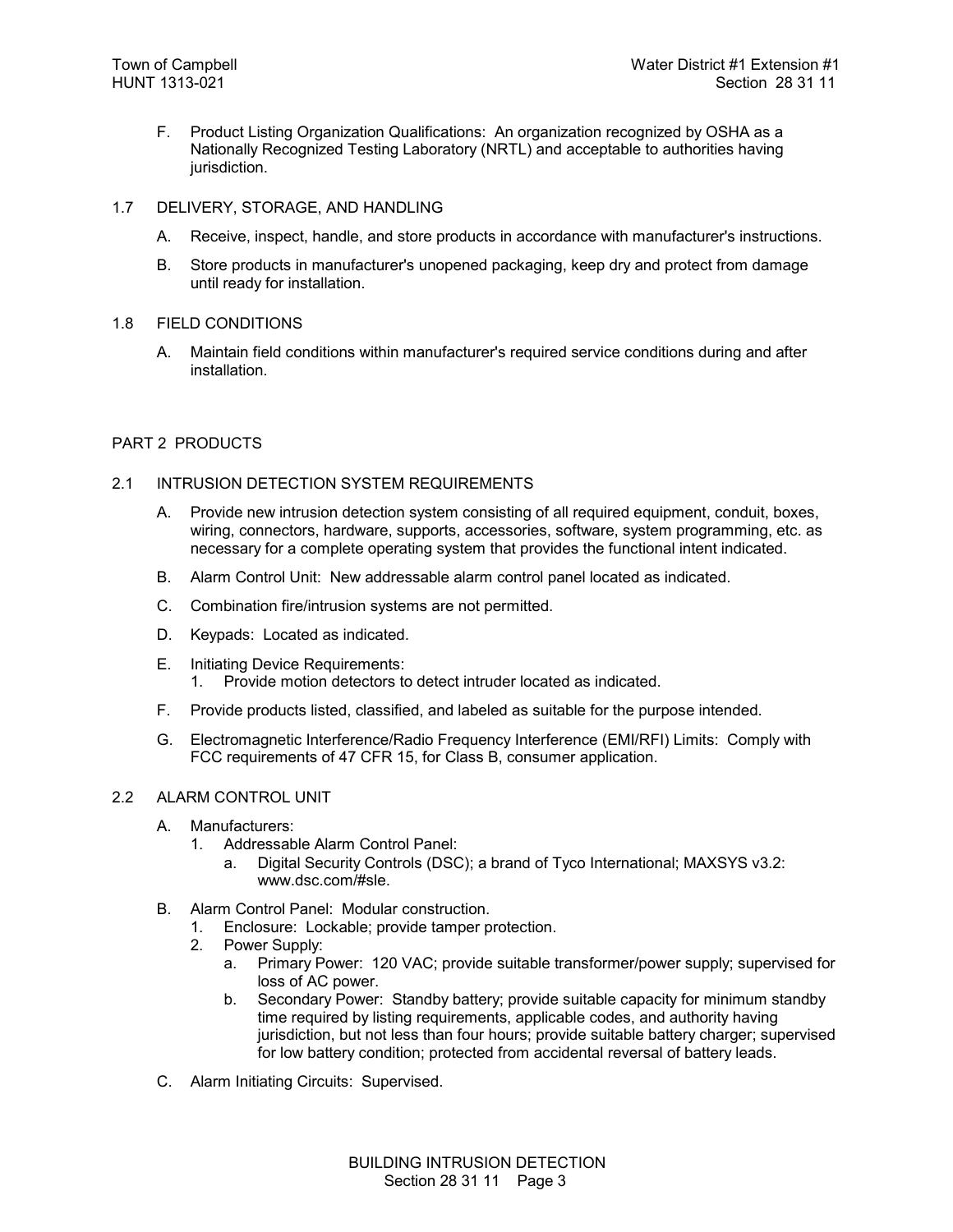F. Product Listing Organization Qualifications: An organization recognized by OSHA as a Nationally Recognized Testing Laboratory (NRTL) and acceptable to authorities having jurisdiction.

## 1.7 DELIVERY, STORAGE, AND HANDLING

A. Receive, inspect, handle, and store products in accordance with manufacturer's instructions.

B. Store products in manufacturer's unopened packaging, keep dry and protect from damage until ready for installation.

## 1.8 FIELD CONDITIONS

A. Maintain field conditions within manufacturer's required service conditions during and after installation.

# PART 2 PRODUCTS

## 2.1 INTRUSION DETECTION SYSTEM REQUIREMENTS

A. Provide new intrusion detection system consisting of all required equipment, conduit, boxes, wiring, connectors, hardware, supports, accessories, software, system programming, etc. as necessary for a complete operating system that provides the functional intent indicated.

B. Alarm Control Unit: New addressable alarm control panel located as indicated.

C. Combination fire/intrusion systems are not permitted.

D. Keypads: Located as indicated.

E. Initiating Device Requirements:
   1. Provide motion detectors to detect intruder located as indicated.

F. Provide products listed, classified, and labeled as suitable for the purpose intended.

G. Electromagnetic Interference/Radio Frequency Interference (EMI/RFI) Limits: Comply with FCC requirements of 47 CFR 15, for Class B, consumer application.

## 2.2 ALARM CONTROL UNIT

A. Manufacturers:
   1. Addressable Alarm Control Panel:
      a. Digital Security Controls (DSC); a brand of Tyco International; MAXSYS v3.2: www.dsc.com/#sle.

B. Alarm Control Panel: Modular construction.
   1. Enclosure: Lockable; provide tamper protection.
   2. Power Supply:
      a. Primary Power: 120 VAC; provide suitable transformer/power supply; supervised for loss of AC power.
      b. Secondary Power: Standby battery; provide suitable capacity for minimum standby time required by listing requirements, applicable codes, and authority having jurisdiction, but not less than four hours; provide suitable battery charger; supervised for low battery condition; protected from accidental reversal of battery leads.

C. Alarm Initiating Circuits: Supervised.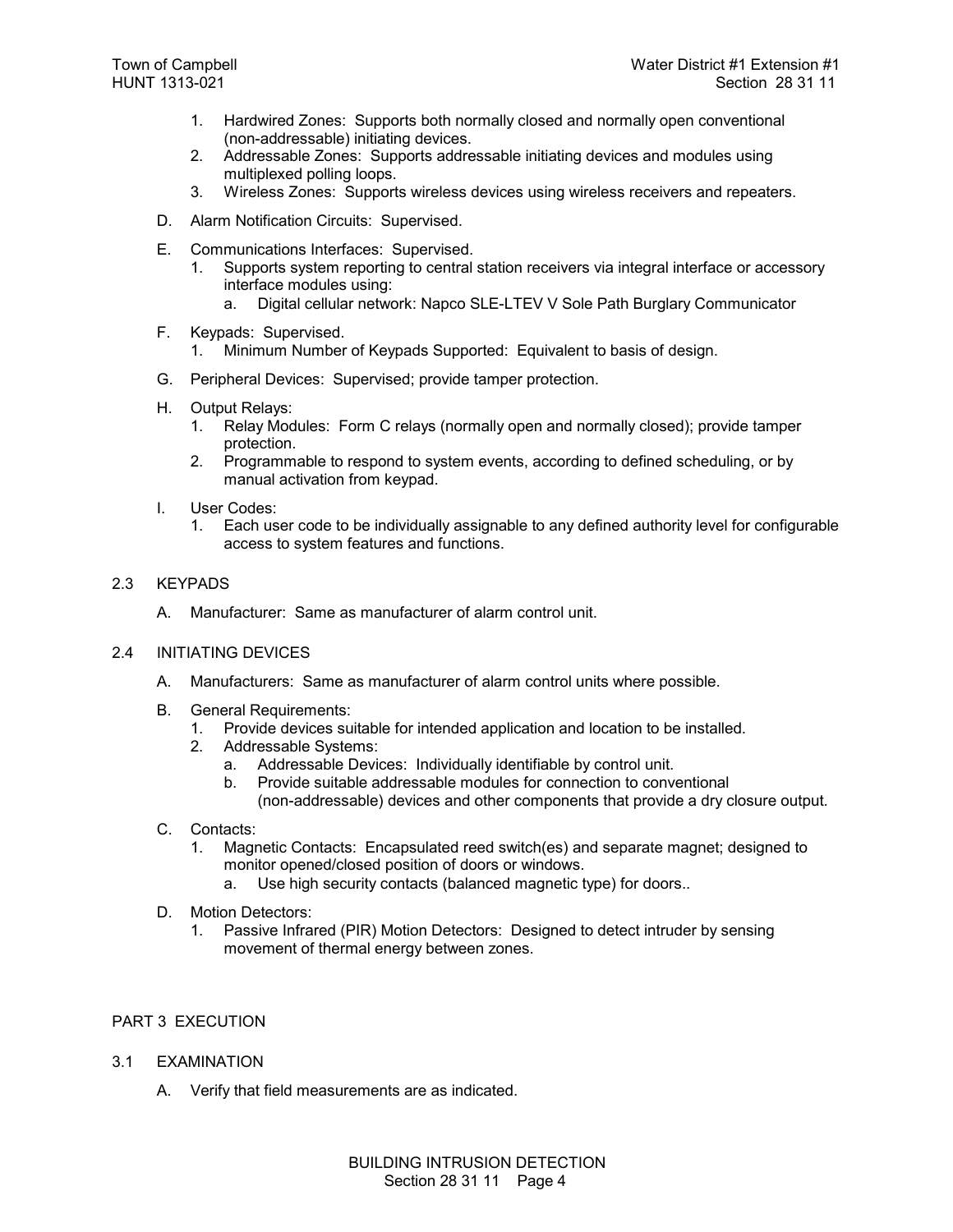1. Hardwired Zones: Supports both normally closed and normally open conventional (non-addressable) initiating devices.
2. Addressable Zones: Supports addressable initiating devices and modules using multiplexed polling loops.
3. Wireless Zones: Supports wireless devices using wireless receivers and repeaters.

D. Alarm Notification Circuits: Supervised.

E. Communications Interfaces: Supervised.
   1. Supports system reporting to central station receivers via integral interface or accessory interface modules using:
      a. Digital cellular network: Napco SLE-LTEV V Sole Path Burglary Communicator

F. Keypads: Supervised.
   1. Minimum Number of Keypads Supported: Equivalent to basis of design.

G. Peripheral Devices: Supervised; provide tamper protection.

H. Output Relays:
   1. Relay Modules: Form C relays (normally open and normally closed); provide tamper protection.
   2. Programmable to respond to system events, according to defined scheduling, or by manual activation from keypad.

I. User Codes:
   1. Each user code to be individually assignable to any defined authority level for configurable access to system features and functions.

## 2.3 KEYPADS

A. Manufacturer: Same as manufacturer of alarm control unit.

## 2.4 INITIATING DEVICES

A. Manufacturers: Same as manufacturer of alarm control units where possible.

B. General Requirements:
   1. Provide devices suitable for intended application and location to be installed.
   2. Addressable Systems:
      a. Addressable Devices: Individually identifiable by control unit.
      b. Provide suitable addressable modules for connection to conventional (non-addressable) devices and other components that provide a dry closure output.

C. Contacts:
   1. Magnetic Contacts: Encapsulated reed switch(es) and separate magnet; designed to monitor opened/closed position of doors or windows.
      a. Use high security contacts (balanced magnetic type) for doors..

D. Motion Detectors:
   1. Passive Infrared (PIR) Motion Detectors: Designed to detect intruder by sensing movement of thermal energy between zones.

# PART 3 EXECUTION

## 3.1 EXAMINATION

A. Verify that field measurements are as indicated.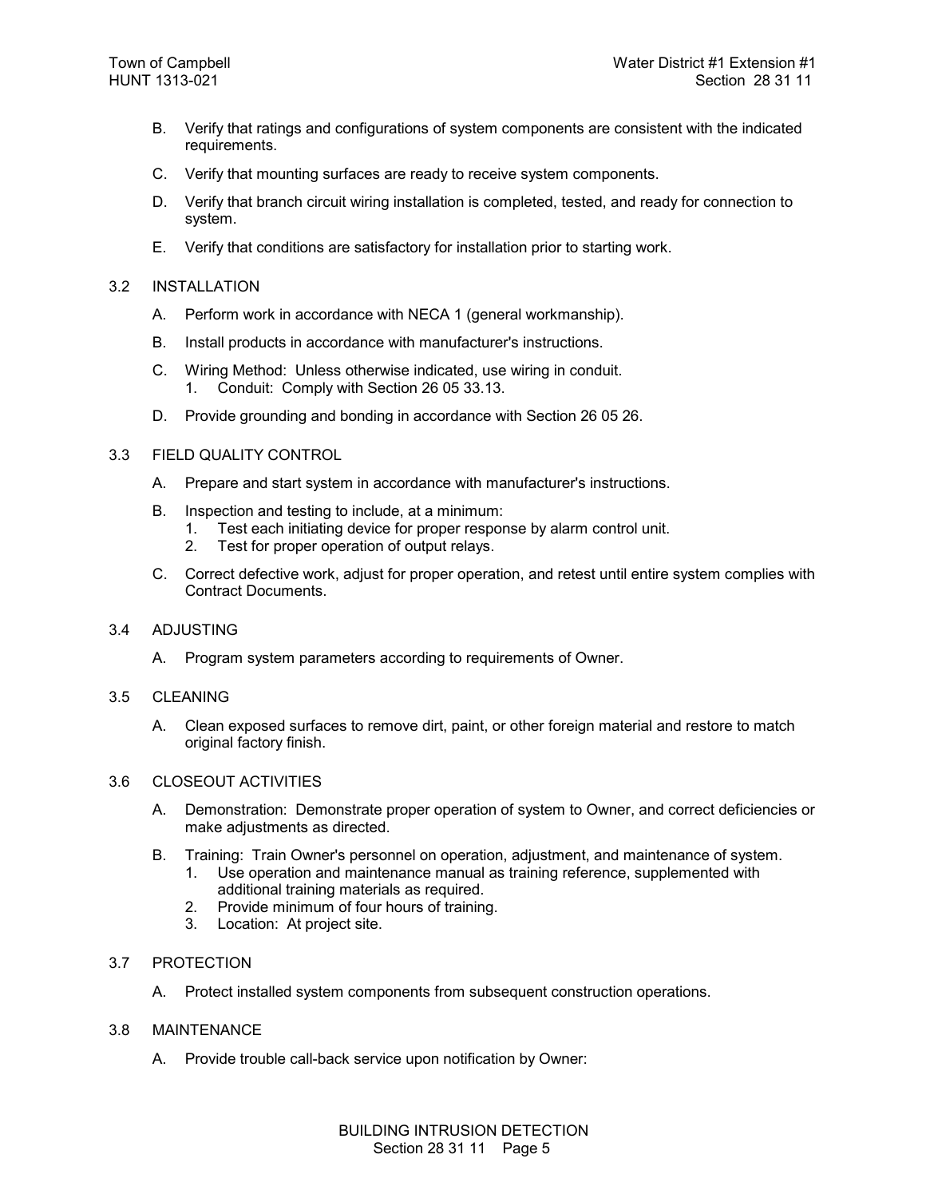B. Verify that ratings and configurations of system components are consistent with the indicated requirements.

C. Verify that mounting surfaces are ready to receive system components.

D. Verify that branch circuit wiring installation is completed, tested, and ready for connection to system.

E. Verify that conditions are satisfactory for installation prior to starting work.

## 3.2 INSTALLATION

A. Perform work in accordance with NECA 1 (general workmanship).

B. Install products in accordance with manufacturer's instructions.

C. Wiring Method: Unless otherwise indicated, use wiring in conduit.
   1. Conduit: Comply with Section 26 05 33.13.

D. Provide grounding and bonding in accordance with Section 26 05 26.

## 3.3 FIELD QUALITY CONTROL

A. Prepare and start system in accordance with manufacturer's instructions.

B. Inspection and testing to include, at a minimum:
   1. Test each initiating device for proper response by alarm control unit.
   2. Test for proper operation of output relays.

C. Correct defective work, adjust for proper operation, and retest until entire system complies with Contract Documents.

## 3.4 ADJUSTING

A. Program system parameters according to requirements of Owner.

## 3.5 CLEANING

A. Clean exposed surfaces to remove dirt, paint, or other foreign material and restore to match original factory finish.

## 3.6 CLOSEOUT ACTIVITIES

A. Demonstration: Demonstrate proper operation of system to Owner, and correct deficiencies or make adjustments as directed.

B. Training: Train Owner's personnel on operation, adjustment, and maintenance of system.
   1. Use operation and maintenance manual as training reference, supplemented with additional training materials as required.
   2. Provide minimum of four hours of training.
   3. Location: At project site.

## 3.7 PROTECTION

A. Protect installed system components from subsequent construction operations.

## 3.8 MAINTENANCE

A. Provide trouble call-back service upon notification by Owner: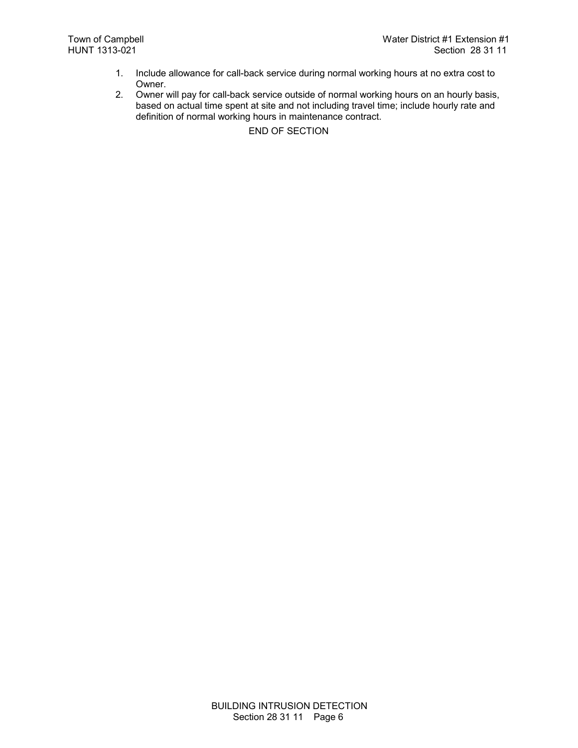1. Include allowance for call-back service during normal working hours at no extra cost to Owner.
2. Owner will pay for call-back service outside of normal working hours on an hourly basis, based on actual time spent at site and not including travel time; include hourly rate and definition of normal working hours in maintenance contract.

END OF SECTION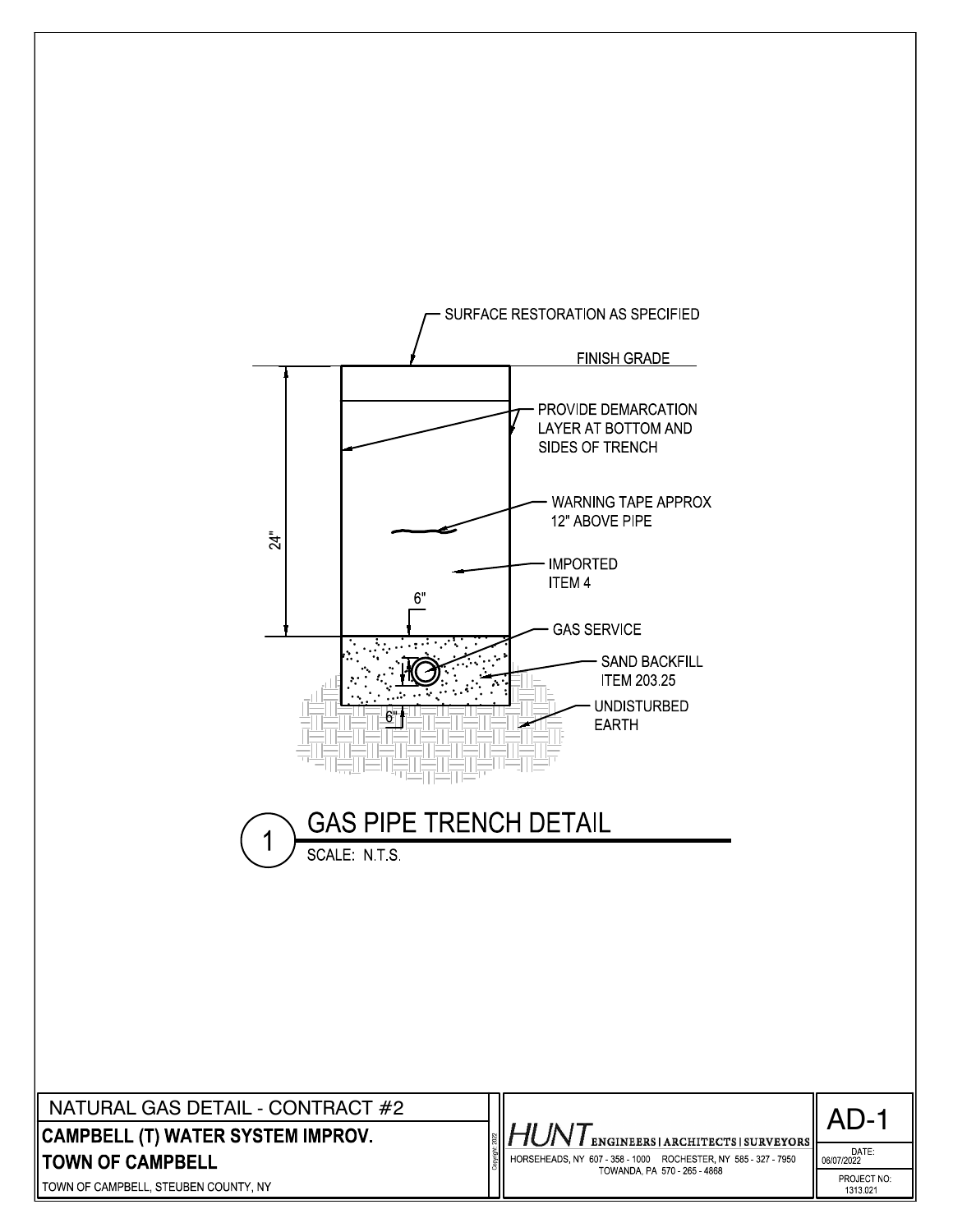SURFACE RESTORATION AS SPECIFIED

FINISH GRADE

PROVIDE DEMARCATION LAYER AT BOTTOM AND SIDES OF TRENCH

WARNING TAPE APPROX 12" ABOVE PIPE

IMPORTED ITEM 4

24"

6"

GAS SERVICE

SAND BACKFILL ITEM 203.25

UNDISTURBED EARTH

6"

## 1 GAS PIPE TRENCH DETAIL

SCALE: N.T.S.

NATURAL GAS DETAIL - CONTRACT #2

**CAMPBELL (T) WATER SYSTEM IMPROV.**

**TOWN OF CAMPBELL**

TOWN OF CAMPBELL, STEUBEN COUNTY, NY

*HUNT* ENGINEERS | ARCHITECTS | SURVEYORS

HORSEHEADS, NY 607 - 358 - 1000 ROCHESTER, NY 585 - 327 - 7950
TOWANDA, PA 570 - 265 - 4868

Copyright 2022

AD-1

DATE: 06/07/2022

PROJECT NO: 1313.021